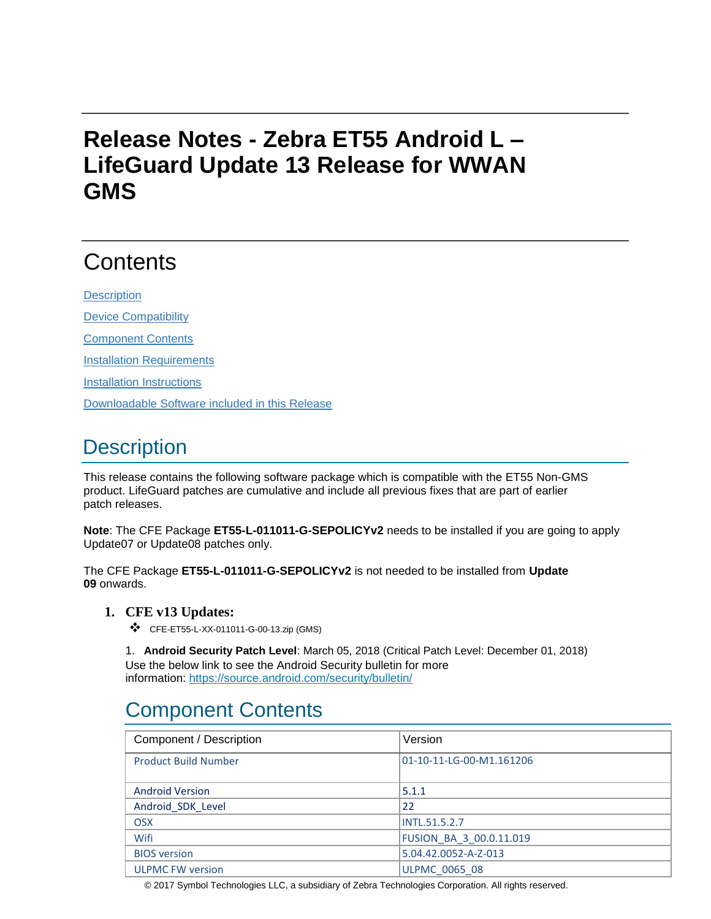# Release Notes - Zebra ET55 Android L – LifeGuard Update 13 Release for WWAN GMS

## Contents

[Description](#description)

[Device Compatibility](#device-compatibility)

[Component Contents](#component-contents)

[Installation Requirements](#installation-requirements)

[Installation Instructions](#installation-instructions)

[Downloadable Software included in this Release](#downloadable-software-included-in-this-release)

## Description

This release contains the following software package which is compatible with the ET55 Non-GMS product. LifeGuard patches are cumulative and include all previous fixes that are part of earlier patch releases.

**Note**: The CFE Package **ET55-L-011011-G-SEPOLICYv2** needs to be installed if you are going to apply Update07 or Update08 patches only.

The CFE Package **ET55-L-011011-G-SEPOLICYv2** is not needed to be installed from **Update 09** onwards.

1. **CFE v13 Updates:**
   - CFE-ET55-L-XX-011011-G-00-13.zip (GMS)

   1. **Android Security Patch Level**: March 05, 2018 (Critical Patch Level: December 01, 2018)
   Use the below link to see the Android Security bulletin for more information: https://source.android.com/security/bulletin/

## Component Contents

| Component / Description | Version |
|---|---|
| Product Build Number | 01-10-11-LG-00-M1.161206 |
| Android Version | 5.1.1 |
| Android_SDK_Level | 22 |
| OSX | INTL.51.5.2.7 |
| Wifi | FUSION_BA_3_00.0.11.019 |
| BIOS version | 5.04.42.0052-A-Z-013 |
| ULPMC FW version | ULPMC_0065_08 |

© 2017 Symbol Technologies LLC, a subsidiary of Zebra Technologies Corporation. All rights reserved.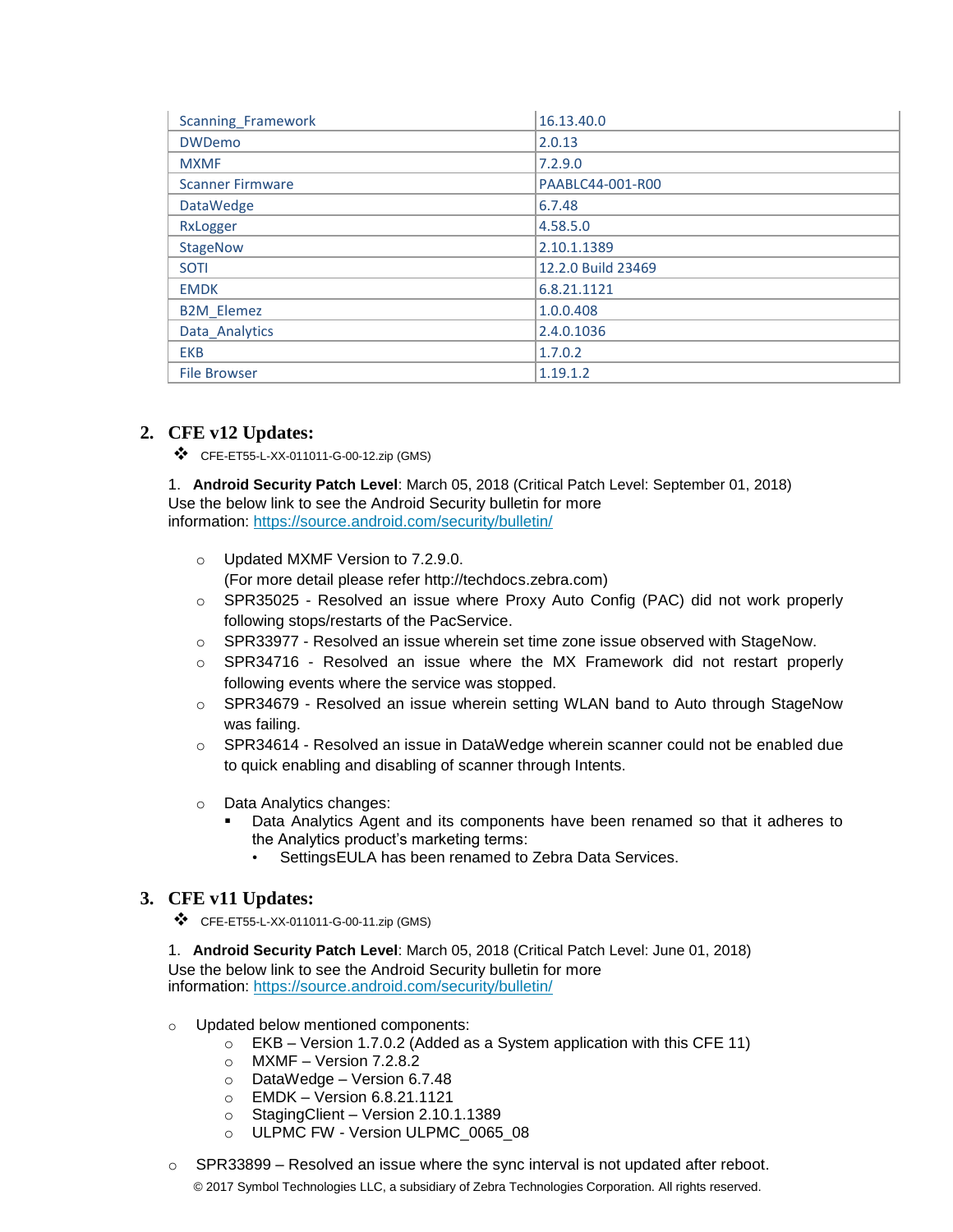| Scanning_Framework | 16.13.40.0 |
| --- | --- |
| DWDemo | 2.0.13 |
| MXMF | 7.2.9.0 |
| Scanner Firmware | PAABLC44-001-R00 |
| DataWedge | 6.7.48 |
| RxLogger | 4.58.5.0 |
| StageNow | 2.10.1.1389 |
| SOTI | 12.2.0 Build 23469 |
| EMDK | 6.8.21.1121 |
| B2M_Elemez | 1.0.0.408 |
| Data_Analytics | 2.4.0.1036 |
| EKB | 1.7.0.2 |
| File Browser | 1.19.1.2 |

## 2. CFE v12 Updates:

- CFE-ET55-L-XX-011011-G-00-12.zip (GMS)

1. **Android Security Patch Level**: March 05, 2018 (Critical Patch Level: September 01, 2018)
Use the below link to see the Android Security bulletin for more information: https://source.android.com/security/bulletin/

   - Updated MXMF Version to 7.2.9.0.
     (For more detail please refer http://techdocs.zebra.com)
   - SPR35025 - Resolved an issue where Proxy Auto Config (PAC) did not work properly following stops/restarts of the PacService.
   - SPR33977 - Resolved an issue wherein set time zone issue observed with StageNow.
   - SPR34716 - Resolved an issue where the MX Framework did not restart properly following events where the service was stopped.
   - SPR34679 - Resolved an issue wherein setting WLAN band to Auto through StageNow was failing.
   - SPR34614 - Resolved an issue in DataWedge wherein scanner could not be enabled due to quick enabling and disabling of scanner through Intents.
   - Data Analytics changes:
     - Data Analytics Agent and its components have been renamed so that it adheres to the Analytics product's marketing terms:
       - SettingsEULA has been renamed to Zebra Data Services.

## 3. CFE v11 Updates:

- CFE-ET55-L-XX-011011-G-00-11.zip (GMS)

1. **Android Security Patch Level**: March 05, 2018 (Critical Patch Level: June 01, 2018)
Use the below link to see the Android Security bulletin for more information: https://source.android.com/security/bulletin/

- Updated below mentioned components:
  - EKB – Version 1.7.0.2 (Added as a System application with this CFE 11)
  - MXMF – Version 7.2.8.2
  - DataWedge – Version 6.7.48
  - EMDK – Version 6.8.21.1121
  - StagingClient – Version 2.10.1.1389
  - ULPMC FW - Version ULPMC_0065_08
- SPR33899 – Resolved an issue where the sync interval is not updated after reboot.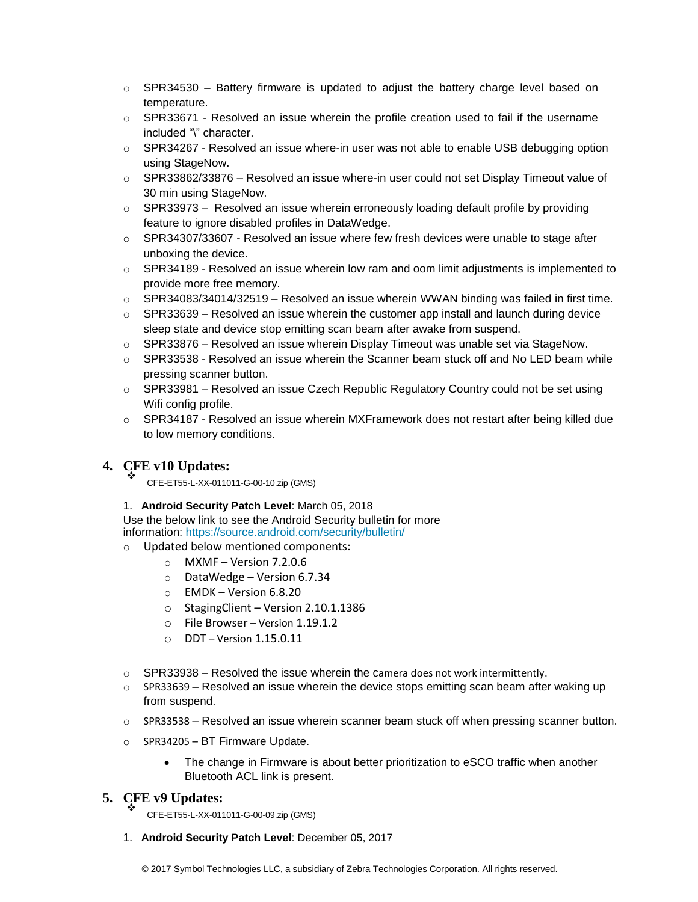- SPR34530 – Battery firmware is updated to adjust the battery charge level based on temperature.
- SPR33671 - Resolved an issue wherein the profile creation used to fail if the username included "\" character.
- SPR34267 - Resolved an issue where-in user was not able to enable USB debugging option using StageNow.
- SPR33862/33876 – Resolved an issue where-in user could not set Display Timeout value of 30 min using StageNow.
- SPR33973 – Resolved an issue wherein erroneously loading default profile by providing feature to ignore disabled profiles in DataWedge.
- SPR34307/33607 - Resolved an issue where few fresh devices were unable to stage after unboxing the device.
- SPR34189 - Resolved an issue wherein low ram and oom limit adjustments is implemented to provide more free memory.
- SPR34083/34014/32519 – Resolved an issue wherein WWAN binding was failed in first time.
- SPR33639 – Resolved an issue wherein the customer app install and launch during device sleep state and device stop emitting scan beam after awake from suspend.
- SPR33876 – Resolved an issue wherein Display Timeout was unable set via StageNow.
- SPR33538 - Resolved an issue wherein the Scanner beam stuck off and No LED beam while pressing scanner button.
- SPR33981 – Resolved an issue Czech Republic Regulatory Country could not be set using Wifi config profile.
- SPR34187 - Resolved an issue wherein MXFramework does not restart after being killed due to low memory conditions.

## 4. CFE v10 Updates:

- CFE-ET55-L-XX-011011-G-00-10.zip (GMS)

1. **Android Security Patch Level**: March 05, 2018

Use the below link to see the Android Security bulletin for more information: https://source.android.com/security/bulletin/

- Updated below mentioned components:
  - MXMF – Version 7.2.0.6
  - DataWedge – Version 6.7.34
  - EMDK – Version 6.8.20
  - StagingClient – Version 2.10.1.1386
  - File Browser – Version 1.19.1.2
  - DDT – Version 1.15.0.11

- SPR33938 – Resolved the issue wherein the camera does not work intermittently.
- SPR33639 – Resolved an issue wherein the device stops emitting scan beam after waking up from suspend.
- SPR33538 – Resolved an issue wherein scanner beam stuck off when pressing scanner button.
- SPR34205 – BT Firmware Update.
  - The change in Firmware is about better prioritization to eSCO traffic when another Bluetooth ACL link is present.

## 5. CFE v9 Updates:

- CFE-ET55-L-XX-011011-G-00-09.zip (GMS)

1. **Android Security Patch Level**: December 05, 2017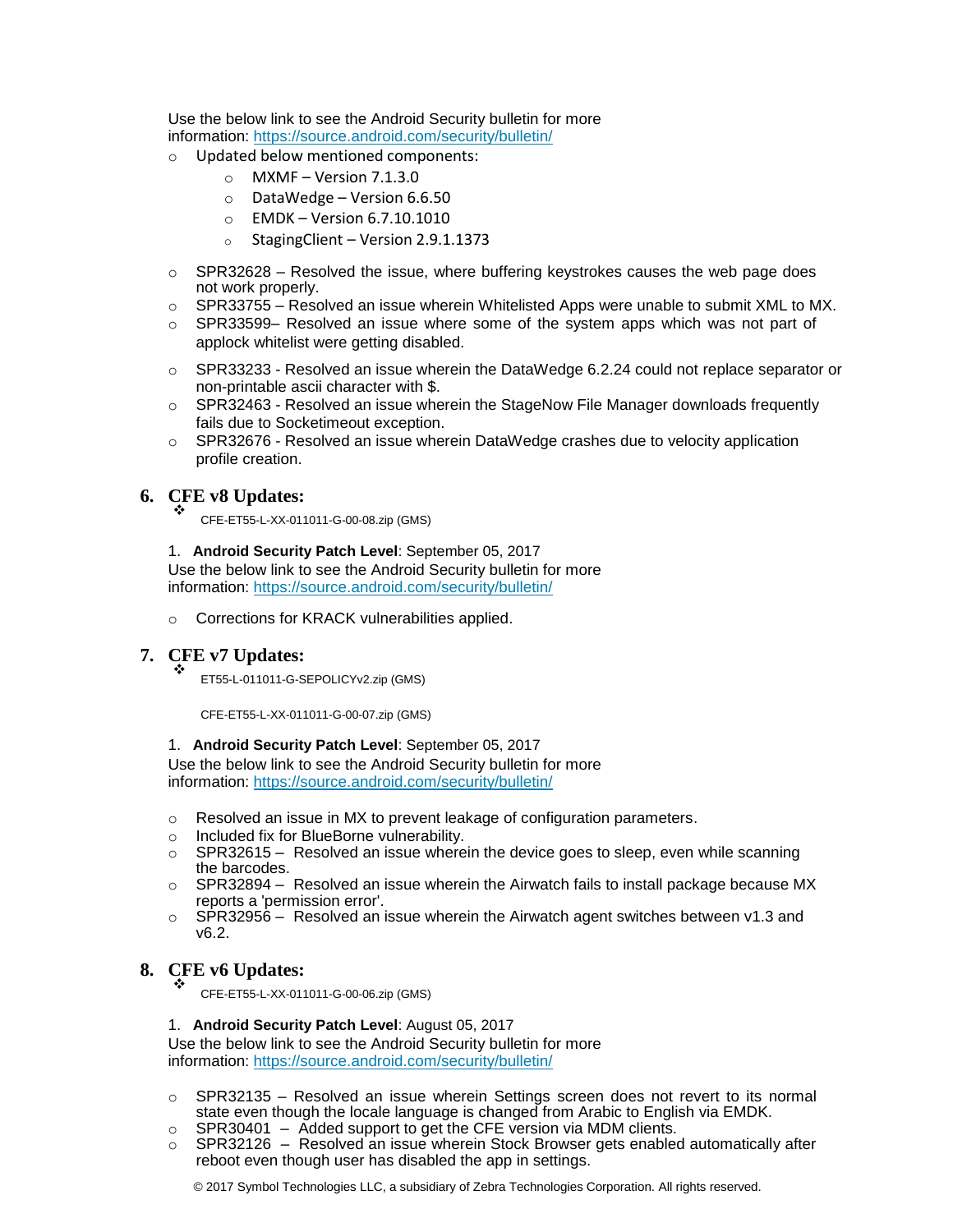Use the below link to see the Android Security bulletin for more information: https://source.android.com/security/bulletin/

- Updated below mentioned components:
    - MXMF – Version 7.1.3.0
    - DataWedge – Version 6.6.50
    - EMDK – Version 6.7.10.1010
    - StagingClient – Version 2.9.1.1373

- SPR32628 – Resolved the issue, where buffering keystrokes causes the web page does not work properly.
- SPR33755 – Resolved an issue wherein Whitelisted Apps were unable to submit XML to MX.
- SPR33599– Resolved an issue where some of the system apps which was not part of applock whitelist were getting disabled.
- SPR33233 - Resolved an issue wherein the DataWedge 6.2.24 could not replace separator or non-printable ascii character with $.
- SPR32463 - Resolved an issue wherein the StageNow File Manager downloads frequently fails due to Socketimeout exception.
- SPR32676 - Resolved an issue wherein DataWedge crashes due to velocity application profile creation.

## 6. CFE v8 Updates:

❖ CFE-ET55-L-XX-011011-G-00-08.zip (GMS)

1. **Android Security Patch Level**: September 05, 2017

Use the below link to see the Android Security bulletin for more information: https://source.android.com/security/bulletin/

- Corrections for KRACK vulnerabilities applied.

## 7. CFE v7 Updates:

❖ ET55-L-011011-G-SEPOLICYv2.zip (GMS)

CFE-ET55-L-XX-011011-G-00-07.zip (GMS)

1. **Android Security Patch Level**: September 05, 2017

Use the below link to see the Android Security bulletin for more information: https://source.android.com/security/bulletin/

- Resolved an issue in MX to prevent leakage of configuration parameters.
- Included fix for BlueBorne vulnerability.
- SPR32615 – Resolved an issue wherein the device goes to sleep, even while scanning the barcodes.
- SPR32894 – Resolved an issue wherein the Airwatch fails to install package because MX reports a 'permission error'.
- SPR32956 – Resolved an issue wherein the Airwatch agent switches between v1.3 and v6.2.

## 8. CFE v6 Updates:

❖ CFE-ET55-L-XX-011011-G-00-06.zip (GMS)

1. **Android Security Patch Level**: August 05, 2017

Use the below link to see the Android Security bulletin for more information: https://source.android.com/security/bulletin/

- SPR32135 – Resolved an issue wherein Settings screen does not revert to its normal state even though the locale language is changed from Arabic to English via EMDK.
- SPR30401 – Added support to get the CFE version via MDM clients.
- SPR32126 – Resolved an issue wherein Stock Browser gets enabled automatically after reboot even though user has disabled the app in settings.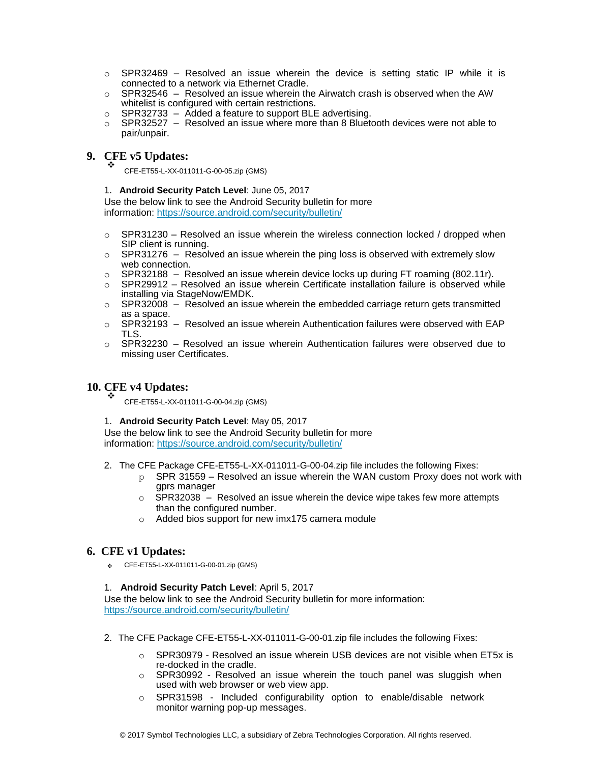- SPR32469 – Resolved an issue wherein the device is setting static IP while it is connected to a network via Ethernet Cradle.
- SPR32546 – Resolved an issue wherein the Airwatch crash is observed when the AW whitelist is configured with certain restrictions.
- SPR32733 – Added a feature to support BLE advertising.
- SPR32527 – Resolved an issue where more than 8 Bluetooth devices were not able to pair/unpair.

## 9. CFE v5 Updates:

- CFE-ET55-L-XX-011011-G-00-05.zip (GMS)

1. **Android Security Patch Level**: June 05, 2017

Use the below link to see the Android Security bulletin for more information: https://source.android.com/security/bulletin/

- SPR31230 – Resolved an issue wherein the wireless connection locked / dropped when SIP client is running.
- SPR31276 – Resolved an issue wherein the ping loss is observed with extremely slow web connection.
- SPR32188 – Resolved an issue wherein device locks up during FT roaming (802.11r).
- SPR29912 – Resolved an issue wherein Certificate installation failure is observed while installing via StageNow/EMDK.
- SPR32008 – Resolved an issue wherein the embedded carriage return gets transmitted as a space.
- SPR32193 – Resolved an issue wherein Authentication failures were observed with EAP TLS.
- SPR32230 – Resolved an issue wherein Authentication failures were observed due to missing user Certificates.

## 10. CFE v4 Updates:

- CFE-ET55-L-XX-011011-G-00-04.zip (GMS)

1. **Android Security Patch Level**: May 05, 2017

Use the below link to see the Android Security bulletin for more information: https://source.android.com/security/bulletin/

2. The CFE Package CFE-ET55-L-XX-011011-G-00-04.zip file includes the following Fixes:
   - SPR 31559 – Resolved an issue wherein the WAN custom Proxy does not work with gprs manager
   - SPR32038 – Resolved an issue wherein the device wipe takes few more attempts than the configured number.
   - Added bios support for new imx175 camera module

## 6. CFE v1 Updates:

- CFE-ET55-L-XX-011011-G-00-01.zip (GMS)

1. **Android Security Patch Level**: April 5, 2017

Use the below link to see the Android Security bulletin for more information: https://source.android.com/security/bulletin/

2. The CFE Package CFE-ET55-L-XX-011011-G-00-01.zip file includes the following Fixes:
   - SPR30979 - Resolved an issue wherein USB devices are not visible when ET5x is re-docked in the cradle.
   - SPR30992 - Resolved an issue wherein the touch panel was sluggish when used with web browser or web view app.
   - SPR31598 - Included configurability option to enable/disable network monitor warning pop-up messages.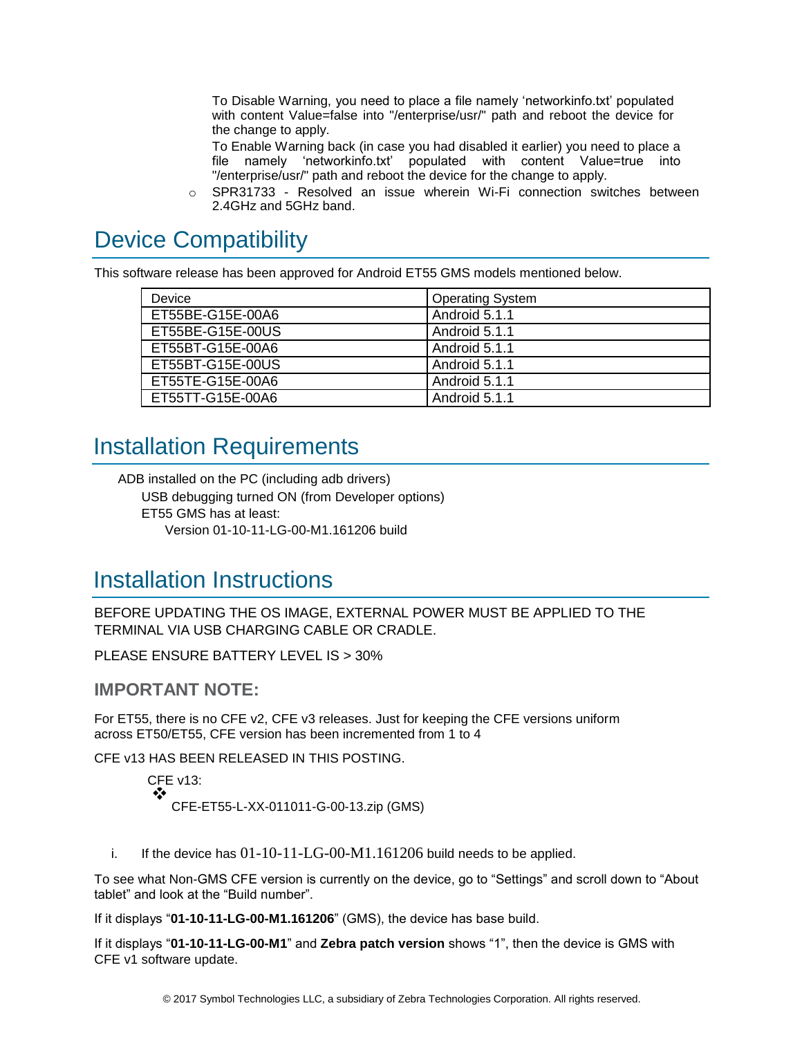To Disable Warning, you need to place a file namely 'networkinfo.txt' populated with content Value=false into "/enterprise/usr/" path and reboot the device for the change to apply.

To Enable Warning back (in case you had disabled it earlier) you need to place a file namely 'networkinfo.txt' populated with content Value=true into "/enterprise/usr/" path and reboot the device for the change to apply.

- SPR31733 - Resolved an issue wherein Wi-Fi connection switches between 2.4GHz and 5GHz band.

# Device Compatibility

This software release has been approved for Android ET55 GMS models mentioned below.

| Device | Operating System |
|---|---|
| ET55BE-G15E-00A6 | Android 5.1.1 |
| ET55BE-G15E-00US | Android 5.1.1 |
| ET55BT-G15E-00A6 | Android 5.1.1 |
| ET55BT-G15E-00US | Android 5.1.1 |
| ET55TE-G15E-00A6 | Android 5.1.1 |
| ET55TT-G15E-00A6 | Android 5.1.1 |

# Installation Requirements

ADB installed on the PC (including adb drivers)

USB debugging turned ON (from Developer options)

ET55 GMS has at least:

Version 01-10-11-LG-00-M1.161206 build

# Installation Instructions

BEFORE UPDATING THE OS IMAGE, EXTERNAL POWER MUST BE APPLIED TO THE TERMINAL VIA USB CHARGING CABLE OR CRADLE.

PLEASE ENSURE BATTERY LEVEL IS > 30%

### IMPORTANT NOTE:

For ET55, there is no CFE v2, CFE v3 releases. Just for keeping the CFE versions uniform across ET50/ET55, CFE version has been incremented from 1 to 4

CFE v13 HAS BEEN RELEASED IN THIS POSTING.

CFE v13:

- CFE-ET55-L-XX-011011-G-00-13.zip (GMS)

i. If the device has 01-10-11-LG-00-M1.161206 build needs to be applied.

To see what Non-GMS CFE version is currently on the device, go to "Settings" and scroll down to "About tablet" and look at the "Build number".

If it displays "**01-10-11-LG-00-M1.161206**" (GMS), the device has base build.

If it displays "**01-10-11-LG-00-M1**" and **Zebra patch version** shows "1", then the device is GMS with CFE v1 software update.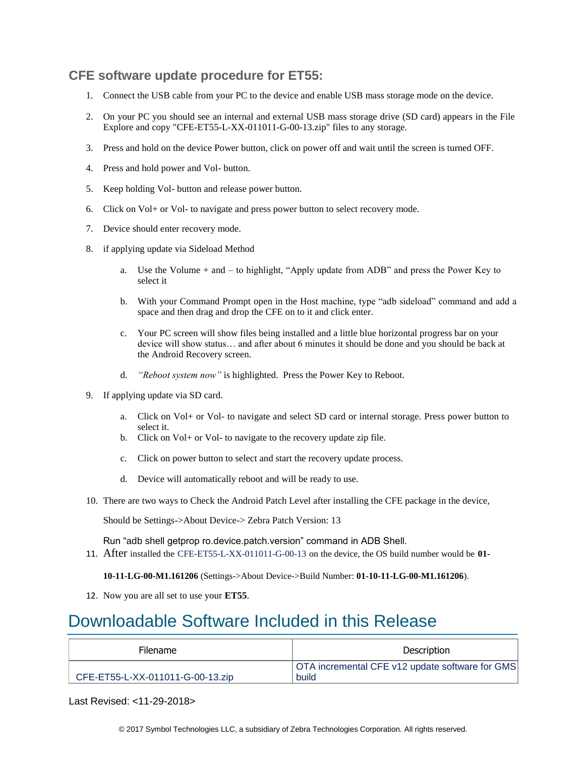### CFE software update procedure for ET55:

1. Connect the USB cable from your PC to the device and enable USB mass storage mode on the device.
2. On your PC you should see an internal and external USB mass storage drive (SD card) appears in the File Explore and copy "CFE-ET55-L-XX-011011-G-00-13.zip" files to any storage.
3. Press and hold on the device Power button, click on power off and wait until the screen is turned OFF.
4. Press and hold power and Vol- button.
5. Keep holding Vol- button and release power button.
6. Click on Vol+ or Vol- to navigate and press power button to select recovery mode.
7. Device should enter recovery mode.
8. if applying update via Sideload Method
   a. Use the Volume + and – to highlight, "Apply update from ADB" and press the Power Key to select it
   b. With your Command Prompt open in the Host machine, type "adb sideload" command and add a space and then drag and drop the CFE on to it and click enter.
   c. Your PC screen will show files being installed and a little blue horizontal progress bar on your device will show status… and after about 6 minutes it should be done and you should be back at the Android Recovery screen.
   d. *"Reboot system now"* is highlighted. Press the Power Key to Reboot.
9. If applying update via SD card.
   a. Click on Vol+ or Vol- to navigate and select SD card or internal storage. Press power button to select it.
   b. Click on Vol+ or Vol- to navigate to the recovery update zip file.
   c. Click on power button to select and start the recovery update process.
   d. Device will automatically reboot and will be ready to use.
10. There are two ways to Check the Android Patch Level after installing the CFE package in the device,

    Should be Settings->About Device-> Zebra Patch Version: 13

    Run "adb shell getprop ro.device.patch.version" command in ADB Shell.
11. After installed the CFE-ET55-L-XX-011011-G-00-13 on the device, the OS build number would be **01-10-11-LG-00-M1.161206** (Settings->About Device->Build Number: **01-10-11-LG-00-M1.161206**).
12. Now you are all set to use your **ET55**.

# Downloadable Software Included in this Release

| Filename | Description |
|---|---|
| CFE-ET55-L-XX-011011-G-00-13.zip | OTA incremental CFE v12 update software for GMS build |

Last Revised: <11-29-2018>

© 2017 Symbol Technologies LLC, a subsidiary of Zebra Technologies Corporation. All rights reserved.